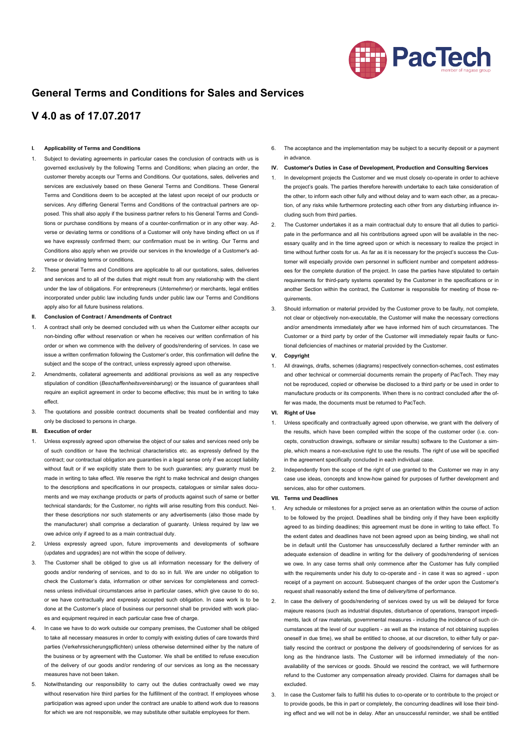# General Terms and Conditions for Sales and Services

## V 4.0 as of 17.07.2017

**I. Applicability of Terms and Conditions**

1. Subject to deviating agreements in particular cases the conclusion of contracts with us is governed exclusively by the following Terms and Conditions; when placing an order, the customer thereby accepts our Terms and Conditions. Our quotations, sales, deliveries and services are exclusively based on these General Terms and Conditions. These General Terms and Conditions deem to be accepted at the latest upon receipt of our products or services. Any differing General Terms and Conditions of the contractual partners are opposed. This shall also apply if the business partner refers to his General Terms and Conditions or purchase conditions by means of a counter-confirmation or in any other way. Adverse or deviating terms or conditions of a Customer will only have binding effect on us if we have expressly confirmed them; our confirmation must be in writing. Our Terms and Conditions also apply when we provide our services in the knowledge of a Customer's adverse or deviating terms or conditions.
2. These general Terms and Conditions are applicable to all our quotations, sales, deliveries and services and to all of the duties that might result from any relationship with the client under the law of obligations. For entrepreneurs (*Unternehmer*) or merchants, legal entities incorporated under public law including funds under public law our Terms and Conditions apply also for all future business relations.

**II. Conclusion of Contract / Amendments of Contract**

1. A contract shall only be deemed concluded with us when the Customer either accepts our non-binding offer without reservation or when he receives our written confirmation of his order or when we commence with the delivery of goods/rendering of services. In case we issue a written confirmation following the Customer's order, this confirmation will define the subject and the scope of the contract, unless expressly agreed upon otherwise.
2. Amendments, collateral agreements and additional provisions as well as any respective stipulation of condition (*Beschaffenheitsvereinbarung*) or the issuance of guarantees shall require an explicit agreement in order to become effective; this must be in writing to take effect.
3. The quotations and possible contract documents shall be treated confidential and may only be disclosed to persons in charge.

**III. Execution of order**

1. Unless expressly agreed upon otherwise the object of our sales and services need only be of such condition or have the technical characteristics etc. as expressly defined by the contract; our contractual obligation are guaranties in a legal sense only if we accept liability without fault or if we explicitly state them to be such guaranties; any guaranty must be made in writing to take effect. We reserve the right to make technical and design changes to the descriptions and specifications in our prospects, catalogues or similar sales documents and we may exchange products or parts of products against such of same or better technical standards; for the Customer, no rights will arise resulting from this conduct. Neither these descriptions nor such statements or any advertisements (also those made by the manufacturer) shall comprise a declaration of guaranty. Unless required by law we owe advice only if agreed to as a main contractual duty.
2. Unless expressly agreed upon, future improvements and developments of software (updates and upgrades) are not within the scope of delivery.
3. The Customer shall be obliged to give us all information necessary for the delivery of goods and/or rendering of services, and to do so in full. We are under no obligation to check the Customer's data, information or other services for completeness and correctness unless individual circumstances arise in particular cases, which give cause to do so, or we have contractually and expressly accepted such obligation. In case work is to be done at the Customer's place of business our personnel shall be provided with work places and equipment required in each particular case free of charge.
4. In case we have to do work outside our company premises, the Customer shall be obliged to take all necessary measures in order to comply with existing duties of care towards third parties (Verkehrssicherungspflichten) unless otherwise determined either by the nature of the business or by agreement with the Customer. We shall be entitled to refuse execution of the delivery of our goods and/or rendering of our services as long as the necessary measures have not been taken.
5. Notwithstanding our responsibility to carry out the duties contractually owed we may without reservation hire third parties for the fulfillment of the contract. If employees whose participation was agreed upon under the contract are unable to attend work due to reasons for which we are not responsible, we may substitute other suitable employees for them.
6. The acceptance and the implementation may be subject to a security deposit or a payment in advance.

**IV. Customer's Duties in Case of Development, Production and Consulting Services**

1. In development projects the Customer and we must closely co-operate in order to achieve the project's goals. The parties therefore herewith undertake to each take consideration of the other, to inform each other fully and without delay and to warn each other, as a precaution, of any risks while furthermore protecting each other from any disturbing influence including such from third parties.
2. The Customer undertakes it as a main contractual duty to ensure that all duties to participate in the performance and all his contributions agreed upon will be available in the necessary quality and in the time agreed upon or which is necessary to realize the project in time without further costs for us. As far as it is necessary for the project's success the Customer will especially provide own personnel in sufficient number and competent addressees for the complete duration of the project. In case the parties have stipulated to certain requirements for third-party systems operated by the Customer in the specifications or in another Section within the contract, the Customer is responsible for meeting of those requirements.
3. Should information or material provided by the Customer prove to be faulty, not complete, not clear or objectively non-executable, the Customer will make the necessary corrections and/or amendments immediately after we have informed him of such circumstances. The Customer or a third party by order of the Customer will immediately repair faults or functional deficiencies of machines or material provided by the Customer.

**V. Copyright**

1. All drawings, drafts, schemes (diagrams) respectively connection-schemes, cost estimates and other technical or commercial documents remain the property of PacTech. They may not be reproduced, copied or otherwise be disclosed to a third party or be used in order to manufacture products or its components. When there is no contract concluded after the offer was made, the documents must be returned to PacTech.

**VI. Right of Use**

1. Unless specifically and contractually agreed upon otherwise, we grant with the delivery of the results, which have been compiled within the scope of the customer order (i.e. concepts, construction drawings, software or similar results) software to the Customer a simple, which means a non-exclusive right to use the results. The right of use will be specified in the agreement specifically concluded in each individual case.
2. Independently from the scope of the right of use granted to the Customer we may in any case use ideas, concepts and know-how gained for purposes of further development and services, also for other customers.

**VII. Terms und Deadlines**

1. Any schedule or milestones for a project serve as an orientation within the course of action to be followed by the project. Deadlines shall be binding only if they have been explicitly agreed to as binding deadlines; this agreement must be done in writing to take effect. To the extent dates and deadlines have not been agreed upon as being binding, we shall not be in default until the Customer has unsuccessfully declared a further reminder with an adequate extension of deadline in writing for the delivery of goods/rendering of services we owe. In any case terms shall only commence after the Customer has fully complied with the requirements under his duty to co-operate and - in case it was so agreed - upon receipt of a payment on account. Subsequent changes of the order upon the Customer's request shall reasonably extend the time of delivery/time of performance.
2. In case the delivery of goods/rendering of services owed by us will be delayed for force majeure reasons (such as industrial disputes, disturbance of operations, transport impediments, lack of raw materials, governmental measures - including the incidence of such circumstances at the level of our suppliers - as well as the instance of not obtaining supplies oneself in due time), we shall be entitled to choose, at our discretion, to either fully or partially rescind the contract or postpone the delivery of goods/rendering of services for as long as the hindrance lasts. The Customer will be informed immediately of the non-availability of the services or goods. Should we rescind the contract, we will furthermore refund to the Customer any compensation already provided. Claims for damages shall be excluded.
3. In case the Customer fails to fulfill his duties to co-operate or to contribute to the project or to provide goods, be this in part or completely, the concurring deadlines will lose their binding effect and we will not be in delay. After an unsuccessful reminder, we shall be entitled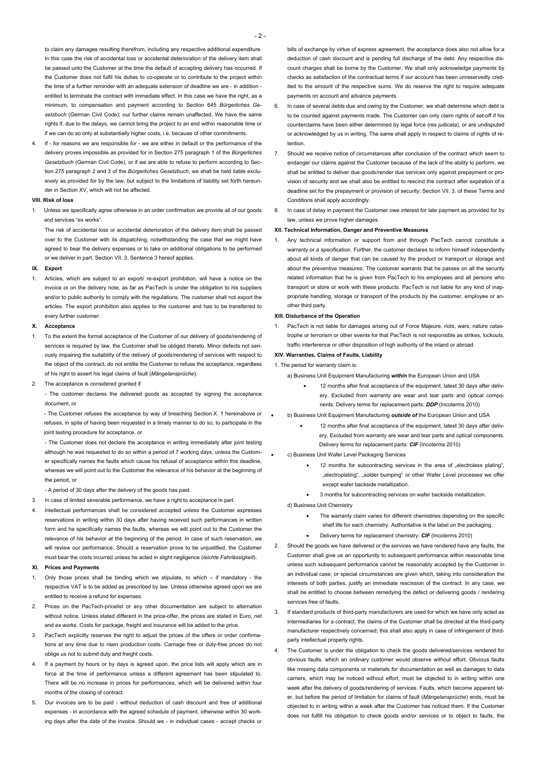to claim any damages resulting therefrom, including any respective additional expenditure. In this case the risk of accidental loss or accidental deterioration of the delivery item shall be passed unto the Customer at the time the default of accepting delivery has occurred. If the Customer does not fulfil his duties to co-operate or to contribute to the project within the time of a further reminder with an adequate extension of deadline we are - in addition - entitled to terminate the contract with immediate effect. In this case we have the right, as a minimum, to compensation and payment according to Section 645 *Bürgerliches Gesetzbuch* (German Civil Code); our further claims remain unaffected. We have the same rights if, due to the delays, we cannot bring the project to an end within reasonable time or if we can do so only at substantially higher costs, i.e. because of other commitments.

4. If - for reasons we are responsible for - we are either in default or the performance of the delivery proves impossible as provided for in Section 275 paragraph 1 of the *Bürgerliches Gesetzbuch* (German Civil Code), or if we are able to refuse to perform according to Section 275 paragraph 2 and 3 of the *Bürgerliches Gesetzbuch*, we shall be held liable exclusively as provided for by the law, but subject to the limitations of liability set forth hereunder in Section XV, which will not be affected.

**VIII. Risk of loss**

1. Unless we specifically agree otherwise in an order confirmation we provide all of our goods and services "ex works".

   The risk of accidental loss or accidental deterioration of the delivery item shall be passed over to the Customer with its dispatching, notwithstanding the case that we might have agreed to bear the delivery expenses or to take on additional obligations to be performed or we deliver in part. Section VII. 3. Sentence 3 hereof applies.

**IX. Export**

1. Articles, which are subject to an export/ re-export prohibition, will have a notice on the invoice or on the delivery note, as far as PacTech is under the obligation to his suppliers and/or to public authority to comply with the regulations. The customer shall not export the articles. The export prohibition also applies to the customer and has to be transferred to every further customer.

**X. Acceptance**

1. To the extent the formal acceptance of the Customer of our delivery of goods/rendering of services is required by law, the Customer shall be obliged thereto. Minor defects not seriously impairing the suitability of the delivery of goods/rendering of services with respect to the object of the contract, do not entitle the Customer to refuse the acceptance, regardless of his right to assert his legal claims of fault (*Mängelansprüche*).
2. The acceptance is considered granted if

   - The customer declares the delivered goods as accepted by signing the acceptance document, or

   - The Customer refuses the acceptance by way of breaching Section X. 1 hereinabove or refuses, in spite of having been requested in a timely manner to do so, to participate in the joint testing procedure for acceptance, or

   - The Customer does not declare the acceptance in writing immediately after joint testing although he was requested to do so within a period of 7 working days, unless the Customer specifically names the faults which cause his refusal of acceptance within this deadline, whereas we will point out to the Customer the relevance of his behavior at the beginning of the period, or

   - A period of 30 days after the delivery of the goods has past.
3. In case of limited severable performance, we have a right to acceptance in part.
4. Intellectual performances shall be considered accepted unless the Customer expresses reservations in writing within 30 days after having received such performances in written form and he specifically names the faults, whereas we will point out to the Customer the relevance of his behavior at the beginning of the period. In case of such reservation, we will review our performance. Should a reservation prove to be unjustified, the Customer must bear the costs incurred unless he acted in slight negligence (*leichte Fahrlässigkeit*).

**XI. Prices and Payments**

1. Only those prices shall be binding which we stipulate, to which – if mandatory - the respective VAT is to be added as prescribed by law. Unless otherwise agreed upon we are entitled to receive a refund for expenses.
2. Prices on the PacTech-pricelist or any other documentation are subject to alternation without notice. Unless stated different in the price-offer, the prices are stated in Euro, net and ex works. Costs for package, freight and insurance will be added to the price.
3. PacTech explicitly reserves the right to adjust the prices of the offers or order confirmations at any time due to risen production costs. Carriage free or duty-free prices do not oblige us not to submit duty and freight costs.
4. If a payment by hours or by days is agreed upon, the price lists will apply which are in force at the time of performance unless a different agreement has been stipulated to. There will be no increase in prices for performances, which will be delivered within four months of the closing of contract.
5. Our invoices are to be paid - without deduction of cash discount and free of additional expenses - in accordance with the agreed schedule of payment, otherwise within 30 working days after the date of the invoice. Should we - in individual cases - accept checks or bills of exchange by virtue of express agreement, the acceptance does also not allow for a deduction of cash discount and is pending full discharge of the debt. Any respective discount charges shall be borne by the Customer. We shall only acknowledge payments by checks as satisfaction of the contractual terms if our account has been unreservedly credited to the amount of the respective sums. We do reserve the right to require adequate payments on account and advance payments.
6. In case of several debts due and owing by the Customer, we shall determine which debt is to be counted against payments made. The Customer can only claim rights of set-off if his counterclaims have been either determined by legal force (res judicata), or are undisputed or acknowledged by us in writing. The same shall apply in respect to claims of rights of retention.
7. Should we receive notice of circumstances after conclusion of the contract which seem to endanger our claims against the Customer because of the lack of the ability to perform, we shall be entitled to deliver due goods/render due services only against prepayment or provision of security and we shall also be entitled to rescind the contract after expiration of a deadline set for the prepayment or provision of security; Section VII. 3. of these Terms and Conditions shall apply accordingly.
8. In case of delay in payment the Customer owe interest for late payment as provided for by law, unless we prove higher damages.

**XII. Technical Information, Danger and Preventive Measures**

1. Any technical information or support from and through PacTech cannot constitute a warranty or a specification. Further, the customer declares to inform himself independently about all kinds of danger that can be caused by the product or transport or storage and about the preventive measures. The customer warrants that he passes on all the security related information that he is given from PacTech to his employees and all persons who transport or store or work with these products. PacTech is not liable for any kind of inappropriate handling, storage or transport of the products by the customer, employee or another third party.

**XIII. Disturbance of the Operation**

1. PacTech is not liable for damages arising out of Force Majeure, riots, wars, nature catastrophe or terrorism or other events for that PacTech is not responsible as strikes, lockouts, traffic interference or other disposition of high authority of the inland or abroad.

**XIV. Warranties, Claims of Faults, Liability**

1. The period for warranty claim is:

   a) Business Unit Equipment Manufacturing ***within*** the European Union and USA

   - 12 months after final acceptance of the equipment, latest 30 days after delivery. Excluded from warranty are wear and tear parts and optical components. Delivery terms for replacement parts: ***DDP*** (Incoterms 2010)

   b) Business Unit Equipment Manufacturing ***outside of*** the European Union and USA

   - 12 months after final acceptance of the equipment, latest 30 days after delivery. Excluded from warranty are wear and tear parts and optical components. Delivery terms for replacement parts: ***CIF*** (Incoterms 2010)

   c) Business Unit Wafer Level Packaging Services

   - 12 months for subcontracting services in the area of „electroless plating", „electroplating", „solder bumping" or other Wafer Level processes we offer except wafer backside metallization.
   - 3 months for subcontracting services on wafer backside metallization.

   d) Business Unit Chemistry

   - The warranty claim varies for different chemistries depending on the specific shelf life for each chemistry. Authoritative is the label on the packaging.
   - Delivery terms for replacement chemistry: ***CIF*** (Incoterms 2010)
2. Should the goods we have delivered or the services we have rendered have any faults, the Customer shall give us an opportunity to subsequent performance within reasonable time unless such subsequent performance cannot be reasonably accepted by the Customer in an individual case, or special circumstances are given which, taking into consideration the interests of both parties, justify an immediate rescission of the contract. In any case, we shall be entitled to choose between remedying the defect or delivering goods / rendering services free of faults.
3. If standard products of third-party manufacturers are used for which we have only acted as intermediaries for a contract, the claims of the Customer shall be directed at the third-party manufacturer respectively concerned; this shall also apply in case of infringement of third-party intellectual property rights.
4. The Customer is under the obligation to check the goods delivered/services rendered for obvious faults, which an ordinary customer would observe without effort. Obvious faults like missing data components or materials for documentation as well as damages to data carriers, which may be noticed without effort, must be objected to in writing within one week after the delivery of goods/rendering of services. Faults, which become apparent later, but before the period of limitation for claims of fault (*Mängelansprüche*) ends, must be objected to in writing within a week after the Customer has noticed them. If the Customer does not fulfill his obligation to check goods and/or services or to object to faults, the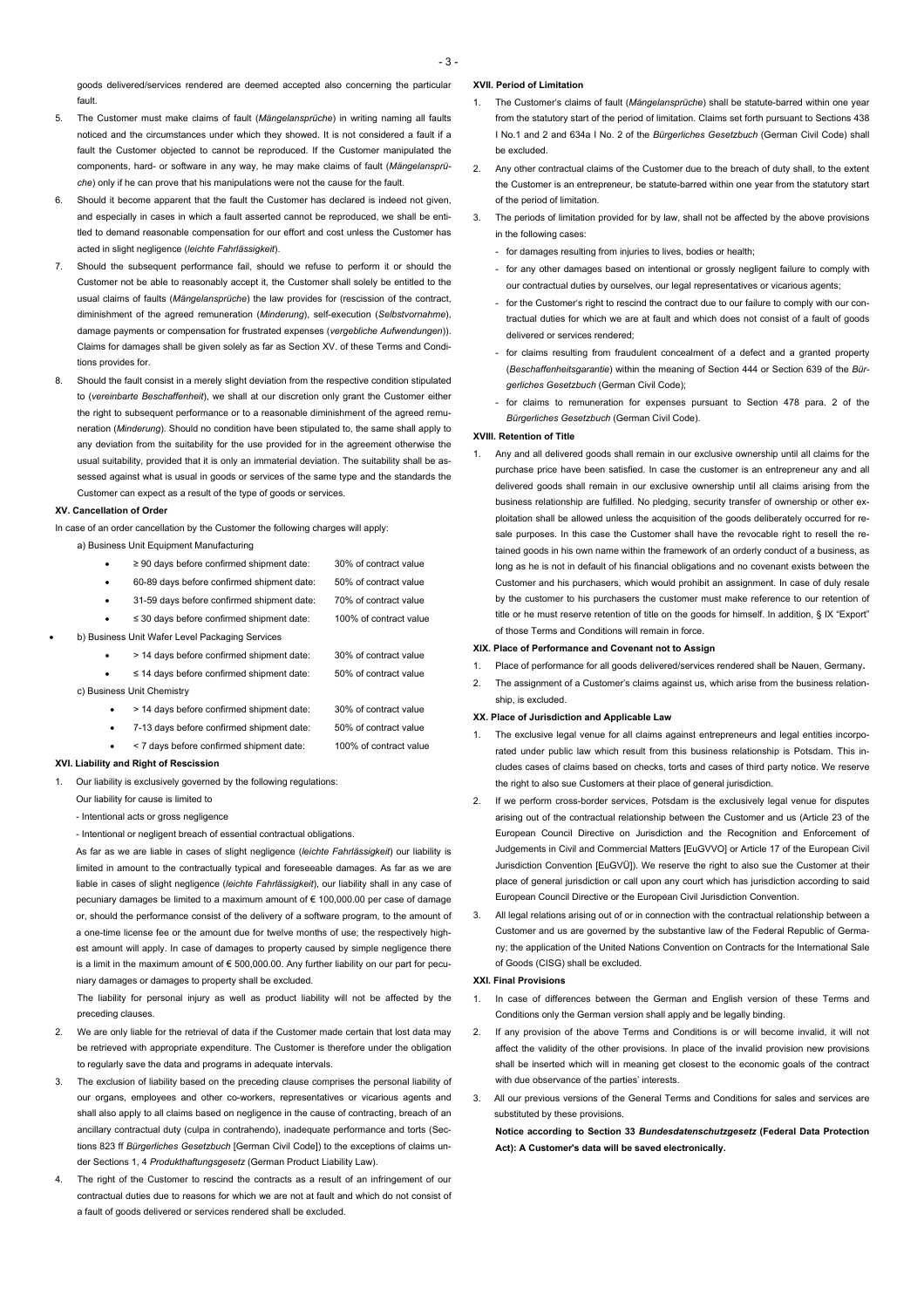goods delivered/services rendered are deemed accepted also concerning the particular fault.

5. The Customer must make claims of fault (*Mängelansprüche*) in writing naming all faults noticed and the circumstances under which they showed. It is not considered a fault if a fault the Customer objected to cannot be reproduced. If the Customer manipulated the components, hard- or software in any way, he may make claims of fault (*Mängelansprüche*) only if he can prove that his manipulations were not the cause for the fault.
6. Should it become apparent that the fault the Customer has declared is indeed not given, and especially in cases in which a fault asserted cannot be reproduced, we shall be entitled to demand reasonable compensation for our effort and cost unless the Customer has acted in slight negligence (*leichte Fahrlässigkeit*).
7. Should the subsequent performance fail, should we refuse to perform it or should the Customer not be able to reasonably accept it, the Customer shall solely be entitled to the usual claims of faults (*Mängelansprüche*) the law provides for (rescission of the contract, diminishment of the agreed remuneration (*Minderung*), self-execution (*Selbstvornahme*), damage payments or compensation for frustrated expenses (*vergebliche Aufwendungen*)). Claims for damages shall be given solely as far as Section XV. of these Terms and Conditions provides for.
8. Should the fault consist in a merely slight deviation from the respective condition stipulated to (*vereinbarte Beschaffenheit*), we shall at our discretion only grant the Customer either the right to subsequent performance or to a reasonable diminishment of the agreed remuneration (*Minderung*). Should no condition have been stipulated to, the same shall apply to any deviation from the suitability for the use provided for in the agreement otherwise the usual suitability, provided that it is only an immaterial deviation. The suitability shall be assessed against what is usual in goods or services of the same type and the standards the Customer can expect as a result of the type of goods or services.

**XV. Cancellation of Order**

In case of an order cancellation by the Customer the following charges will apply:

a) Business Unit Equipment Manufacturing

- ≥ 90 days before confirmed shipment date: 30% of contract value
- 60-89 days before confirmed shipment date: 50% of contract value
- 31-59 days before confirmed shipment date: 70% of contract value
- ≤ 30 days before confirmed shipment date: 100% of contract value

b) Business Unit Wafer Level Packaging Services

- > 14 days before confirmed shipment date: 30% of contract value
- ≤ 14 days before confirmed shipment date: 50% of contract value

c) Business Unit Chemistry

- > 14 days before confirmed shipment date: 30% of contract value
- 7-13 days before confirmed shipment date: 50% of contract value
- < 7 days before confirmed shipment date: 100% of contract value

**XVI. Liability and Right of Rescission**

1. Our liability is exclusively governed by the following regulations:

   Our liability for cause is limited to

   - Intentional acts or gross negligence

   - Intentional or negligent breach of essential contractual obligations.

   As far as we are liable in cases of slight negligence (*leichte Fahrlässigkeit*) our liability is limited in amount to the contractually typical and foreseeable damages. As far as we are liable in cases of slight negligence (*leichte Fahrlässigkeit*), our liability shall in any case of pecuniary damages be limited to a maximum amount of € 100,000.00 per case of damage or, should the performance consist of the delivery of a software program, to the amount of a one-time license fee or the amount due for twelve months of use; the respectively highest amount will apply. In case of damages to property caused by simple negligence there is a limit in the maximum amount of € 500,000.00. Any further liability on our part for pecuniary damages or damages to property shall be excluded.

   The liability for personal injury as well as product liability will not be affected by the preceding clauses.
2. We are only liable for the retrieval of data if the Customer made certain that lost data may be retrieved with appropriate expenditure. The Customer is therefore under the obligation to regularly save the data and programs in adequate intervals.
3. The exclusion of liability based on the preceding clause comprises the personal liability of our organs, employees and other co-workers, representatives or vicarious agents and shall also apply to all claims based on negligence in the cause of contracting, breach of an ancillary contractual duty (culpa in contrahendo), inadequate performance and torts (Sections 823 ff *Bürgerliches Gesetzbuch* [German Civil Code]) to the exceptions of claims under Sections 1, 4 *Produkthaftungsgesetz* (German Product Liability Law).
4. The right of the Customer to rescind the contracts as a result of an infringement of our contractual duties due to reasons for which we are not at fault and which do not consist of a fault of goods delivered or services rendered shall be excluded.

**XVII. Period of Limitation**

1. The Customer's claims of fault (*Mängelansprüche*) shall be statute-barred within one year from the statutory start of the period of limitation. Claims set forth pursuant to Sections 438 I No.1 and 2 and 634a I No. 2 of the *Bürgerliches Gesetzbuch* (German Civil Code) shall be excluded.
2. Any other contractual claims of the Customer due to the breach of duty shall, to the extent the Customer is an entrepreneur, be statute-barred within one year from the statutory start of the period of limitation.
3. The periods of limitation provided for by law, shall not be affected by the above provisions in the following cases:
   - for damages resulting from injuries to lives, bodies or health;
   - for any other damages based on intentional or grossly negligent failure to comply with our contractual duties by ourselves, our legal representatives or vicarious agents;
   - for the Customer's right to rescind the contract due to our failure to comply with our contractual duties for which we are at fault and which does not consist of a fault of goods delivered or services rendered;
   - for claims resulting from fraudulent concealment of a defect and a granted property (*Beschaffenheitsgarantie*) within the meaning of Section 444 or Section 639 of the *Bürgerliches Gesetzbuch* (German Civil Code);
   - for claims to remuneration for expenses pursuant to Section 478 para. 2 of the *Bürgerliches Gesetzbuch* (German Civil Code).

**XVIII. Retention of Title**

1. Any and all delivered goods shall remain in our exclusive ownership until all claims for the purchase price have been satisfied. In case the customer is an entrepreneur any and all delivered goods shall remain in our exclusive ownership until all claims arising from the business relationship are fulfilled. No pledging, security transfer of ownership or other exploitation shall be allowed unless the acquisition of the goods deliberately occurred for resale purposes. In this case the Customer shall have the revocable right to resell the retained goods in his own name within the framework of an orderly conduct of a business, as long as he is not in default of his financial obligations and no covenant exists between the Customer and his purchasers, which would prohibit an assignment. In case of duly resale by the customer to his purchasers the customer must make reference to our retention of title or he must reserve retention of title on the goods for himself. In addition, § IX "Export" of those Terms and Conditions will remain in force.

**XIX. Place of Performance and Covenant not to Assign**

1. Place of performance for all goods delivered/services rendered shall be Nauen, Germany**.**
2. The assignment of a Customer's claims against us, which arise from the business relationship, is excluded.

**XX. Place of Jurisdiction and Applicable Law**

1. The exclusive legal venue for all claims against entrepreneurs and legal entities incorporated under public law which result from this business relationship is Potsdam. This includes cases of claims based on checks, torts and cases of third party notice. We reserve the right to also sue Customers at their place of general jurisdiction.
2. If we perform cross-border services, Potsdam is the exclusively legal venue for disputes arising out of the contractual relationship between the Customer and us (Article 23 of the European Council Directive on Jurisdiction and the Recognition and Enforcement of Judgements in Civil and Commercial Matters [EuGVVO] or Article 17 of the European Civil Jurisdiction Convention [EuGVÜ]). We reserve the right to also sue the Customer at their place of general jurisdiction or call upon any court which has jurisdiction according to said European Council Directive or the European Civil Jurisdiction Convention.
3. All legal relations arising out of or in connection with the contractual relationship between a Customer and us are governed by the substantive law of the Federal Republic of Germany; the application of the United Nations Convention on Contracts for the International Sale of Goods (CISG) shall be excluded.

**XXI. Final Provisions**

1. In case of differences between the German and English version of these Terms and Conditions only the German version shall apply and be legally binding.
2. If any provision of the above Terms and Conditions is or will become invalid, it will not affect the validity of the other provisions. In place of the invalid provision new provisions shall be inserted which will in meaning get closest to the economic goals of the contract with due observance of the parties' interests.
3. All our previous versions of the General Terms and Conditions for sales and services are substituted by these provisions.

   **Notice according to Section 33 *Bundesdatenschutzgesetz* (Federal Data Protection Act): A Customer's data will be saved electronically.**